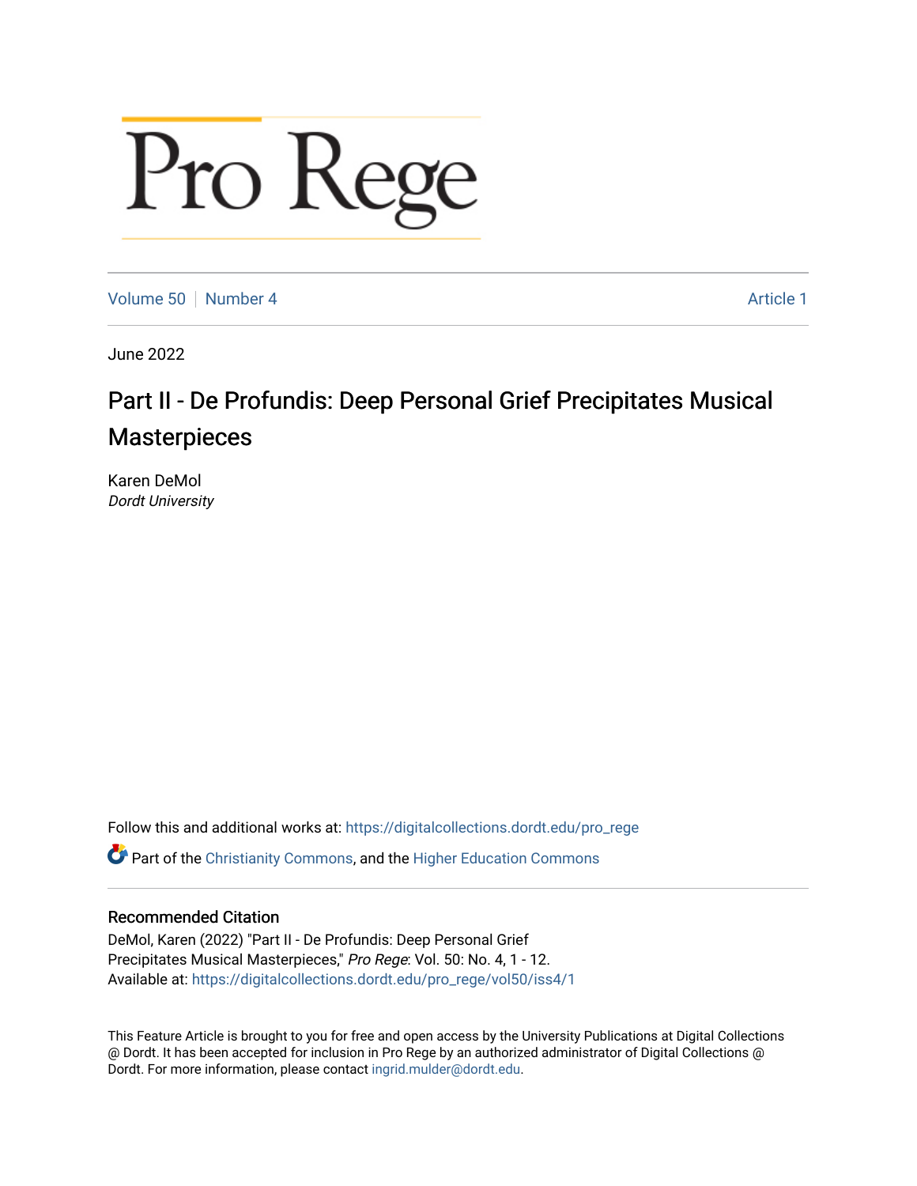# Pro Rege

Volume 50 | Number 4 | Article 1

June 2022

## Part II - De Profundis: Deep Personal Grief Precipitates Musical Masterpieces

Karen DeMol
*Dordt University*

Follow this and additional works at: https://digitalcollections.dordt.edu/pro_rege

Part of the Christianity Commons, and the Higher Education Commons

### Recommended Citation

DeMol, Karen (2022) "Part II - De Profundis: Deep Personal Grief Precipitates Musical Masterpieces," *Pro Rege*: Vol. 50: No. 4, 1 - 12.
Available at: https://digitalcollections.dordt.edu/pro_rege/vol50/iss4/1

This Feature Article is brought to you for free and open access by the University Publications at Digital Collections @ Dordt. It has been accepted for inclusion in Pro Rege by an authorized administrator of Digital Collections @ Dordt. For more information, please contact ingrid.mulder@dordt.edu.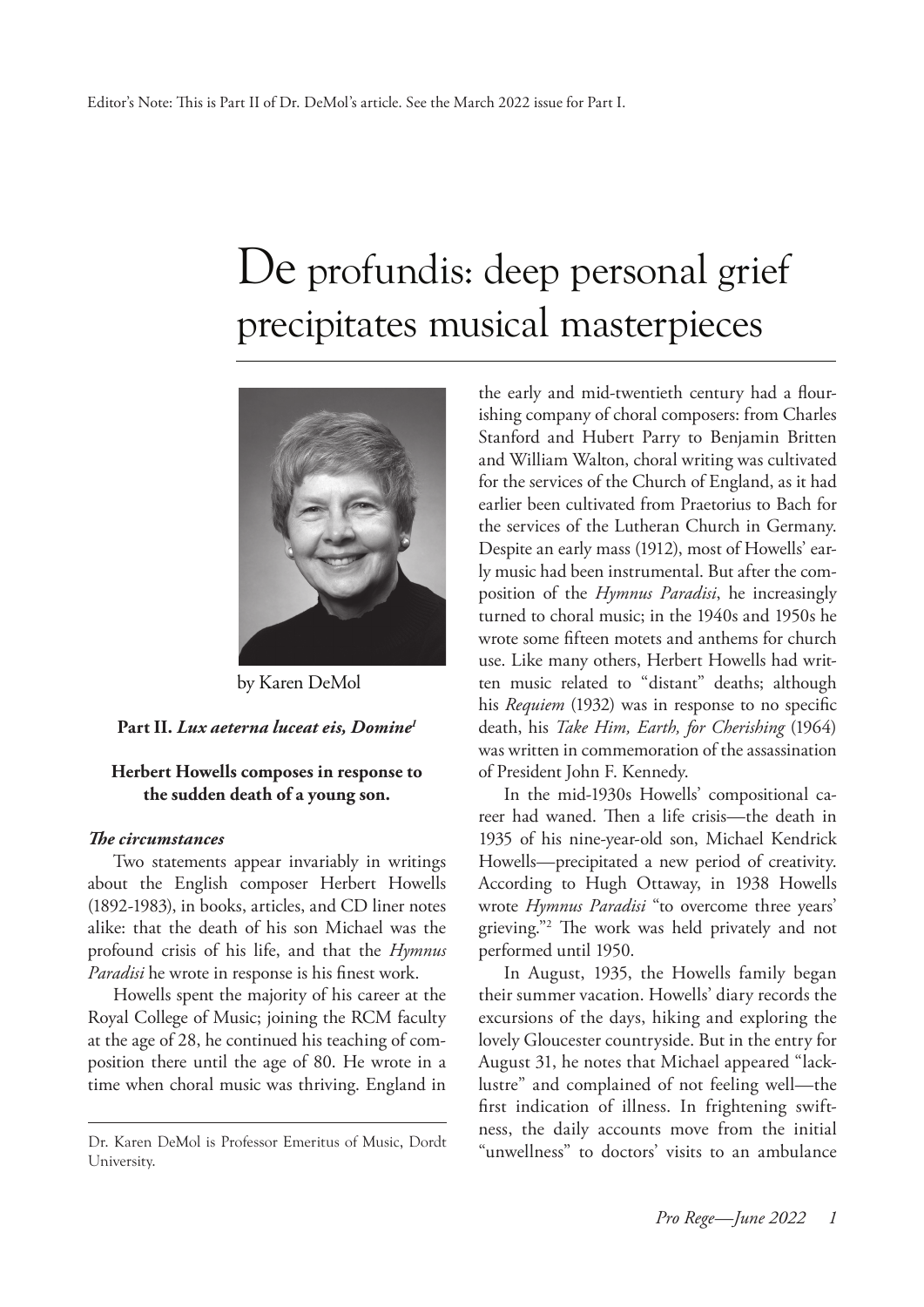Editor's Note: This is Part II of Dr. DeMol's article. See the March 2022 issue for Part I.

# De profundis: deep personal grief precipitates musical masterpieces

by Karen DeMol

**Part II. *Lux aeterna luceat eis, Domine*[1]**

**Herbert Howells composes in response to the sudden death of a young son.**

### *The circumstances*

Two statements appear invariably in writings about the English composer Herbert Howells (1892-1983), in books, articles, and CD liner notes alike: that the death of his son Michael was the profound crisis of his life, and that the *Hymnus Paradisi* he wrote in response is his finest work.

Howells spent the majority of his career at the Royal College of Music; joining the RCM faculty at the age of 28, he continued his teaching of composition there until the age of 80. He wrote in a time when choral music was thriving. England in the early and mid-twentieth century had a flourishing company of choral composers: from Charles Stanford and Hubert Parry to Benjamin Britten and William Walton, choral writing was cultivated for the services of the Church of England, as it had earlier been cultivated from Praetorius to Bach for the services of the Lutheran Church in Germany. Despite an early mass (1912), most of Howells' early music had been instrumental. But after the composition of the *Hymnus Paradisi*, he increasingly turned to choral music; in the 1940s and 1950s he wrote some fifteen motets and anthems for church use. Like many others, Herbert Howells had written music related to "distant" deaths; although his *Requiem* (1932) was in response to no specific death, his *Take Him, Earth, for Cherishing* (1964) was written in commemoration of the assassination of President John F. Kennedy.

In the mid-1930s Howells' compositional career had waned. Then a life crisis—the death in 1935 of his nine-year-old son, Michael Kendrick Howells—precipitated a new period of creativity. According to Hugh Ottaway, in 1938 Howells wrote *Hymnus Paradisi* "to overcome three years' grieving."[2] The work was held privately and not performed until 1950.

In August, 1935, the Howells family began their summer vacation. Howells' diary records the excursions of the days, hiking and exploring the lovely Gloucester countryside. But in the entry for August 31, he notes that Michael appeared "lack-lustre" and complained of not feeling well—the first indication of illness. In frightening swiftness, the daily accounts move from the initial "unwellness" to doctors' visits to an ambulance

---

Dr. Karen DeMol is Professor Emeritus of Music, Dordt University.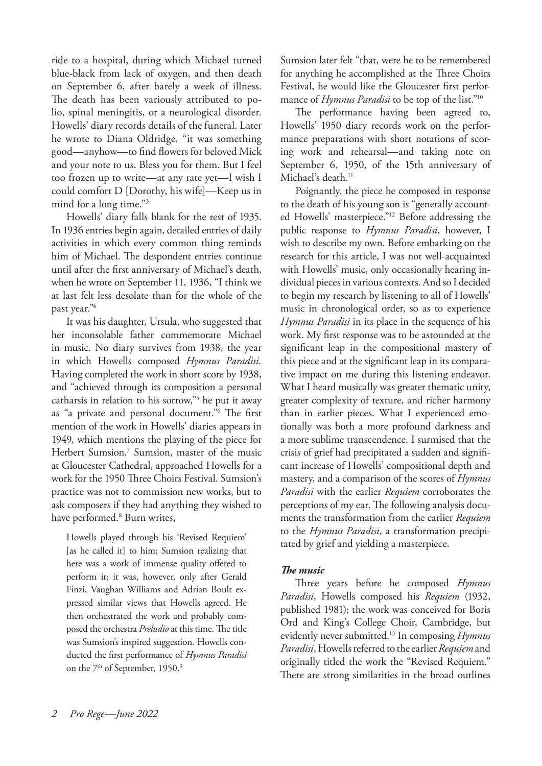ride to a hospital, during which Michael turned blue-black from lack of oxygen, and then death on September 6, after barely a week of illness. The death has been variously attributed to polio, spinal meningitis, or a neurological disorder. Howells' diary records details of the funeral. Later he wrote to Diana Oldridge, "it was something good—anyhow—to find flowers for beloved Mick and your note to us. Bless you for them. But I feel too frozen up to write—at any rate yet—I wish I could comfort D [Dorothy, his wife]—Keep us in mind for a long time."[3]

Howells' diary falls blank for the rest of 1935. In 1936 entries begin again, detailed entries of daily activities in which every common thing reminds him of Michael. The despondent entries continue until after the first anniversary of Michael's death, when he wrote on September 11, 1936, "I think we at last felt less desolate than for the whole of the past year."[4]

It was his daughter, Ursula, who suggested that her inconsolable father commemorate Michael in music. No diary survives from 1938, the year in which Howells composed *Hymnus Paradisi.* Having completed the work in short score by 1938, and "achieved through its composition a personal catharsis in relation to his sorrow,"[5] he put it away as "a private and personal document."[6] The first mention of the work in Howells' diaries appears in 1949, which mentions the playing of the piece for Herbert Sumsion.[7] Sumsion, master of the music at Gloucester Cathedral, approached Howells for a work for the 1950 Three Choirs Festival. Sumsion's practice was not to commission new works, but to ask composers if they had anything they wished to have performed.[8] Burn writes,

> Howells played through his 'Revised Requiem' [as he called it] to him; Sumsion realizing that here was a work of immense quality offered to perform it; it was, however, only after Gerald Finzi, Vaughan Williams and Adrian Boult expressed similar views that Howells agreed. He then orchestrated the work and probably composed the orchestra *Preludio* at this time. The title was Sumsion's inspired suggestion. Howells conducted the first performance of *Hymnus Paradisi* on the 7th of September, 1950.[9]

Sumsion later felt "that, were he to be remembered for anything he accomplished at the Three Choirs Festival, he would like the Gloucester first performance of *Hymnus Paradisi* to be top of the list."[10]

The performance having been agreed to, Howells' 1950 diary records work on the performance preparations with short notations of scoring work and rehearsal—and taking note on September 6, 1950, of the 15th anniversary of Michael's death.[11]

Poignantly, the piece he composed in response to the death of his young son is "generally accounted Howells' masterpiece."[12] Before addressing the public response to *Hymnus Paradisi*, however, I wish to describe my own. Before embarking on the research for this article, I was not well-acquainted with Howells' music, only occasionally hearing individual pieces in various contexts. And so I decided to begin my research by listening to all of Howells' music in chronological order, so as to experience *Hymnus Paradisi* in its place in the sequence of his work. My first response was to be astounded at the significant leap in the compositional mastery of this piece and at the significant leap in its comparative impact on me during this listening endeavor. What I heard musically was greater thematic unity, greater complexity of texture, and richer harmony than in earlier pieces. What I experienced emotionally was both a more profound darkness and a more sublime transcendence. I surmised that the crisis of grief had precipitated a sudden and significant increase of Howells' compositional depth and mastery, and a comparison of the scores of *Hymnus Paradisi* with the earlier *Requiem* corroborates the perceptions of my ear. The following analysis documents the transformation from the earlier *Requiem* to the *Hymnus Paradisi*, a transformation precipitated by grief and yielding a masterpiece.

### *The music*

Three years before he composed *Hymnus Paradisi*, Howells composed his *Requiem* (1932, published 1981); the work was conceived for Boris Ord and King's College Choir, Cambridge, but evidently never submitted.[13] In composing *Hymnus Paradisi*, Howells referred to the earlier *Requiem* and originally titled the work the "Revised Requiem." There are strong similarities in the broad outlines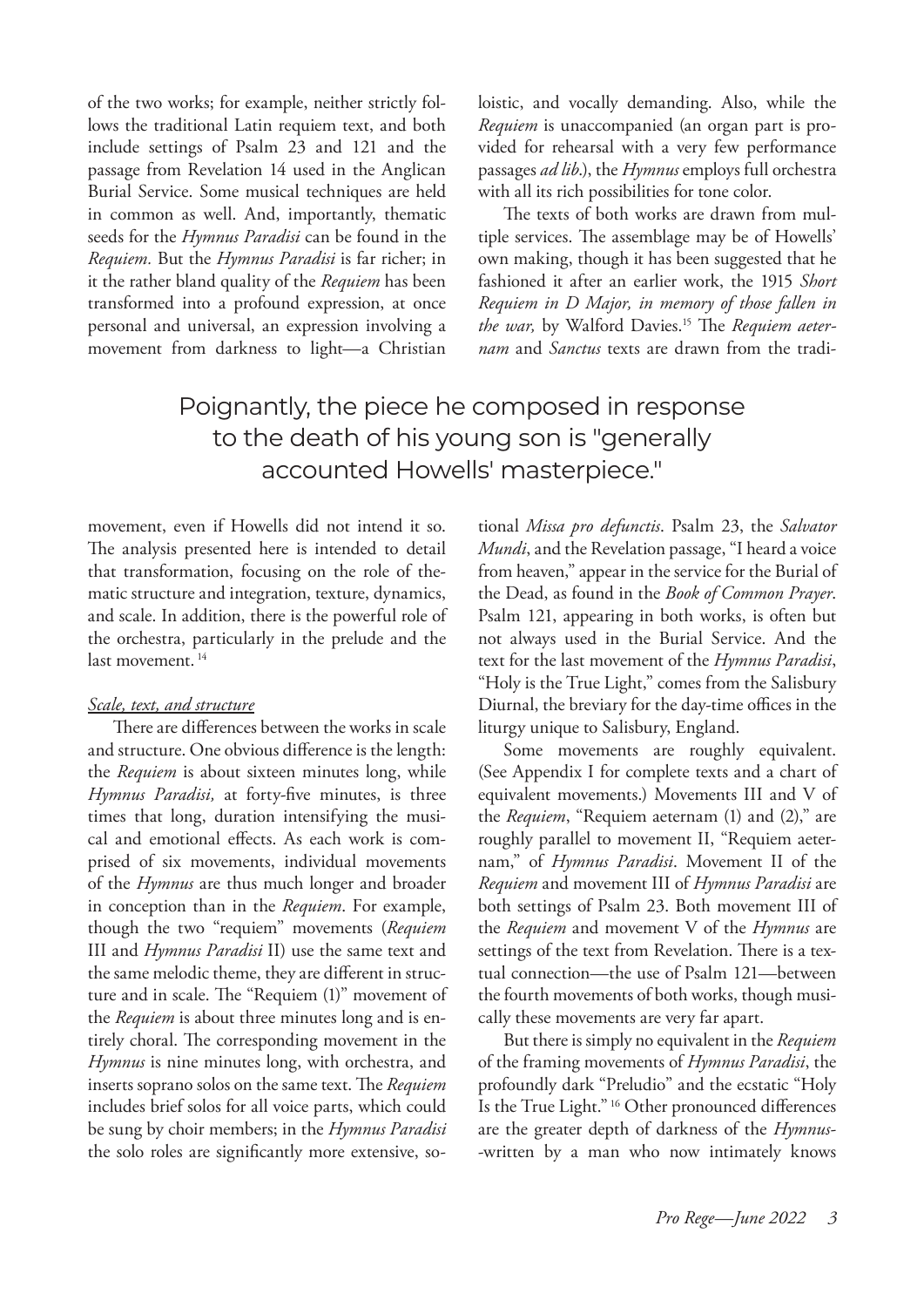of the two works; for example, neither strictly follows the traditional Latin requiem text, and both include settings of Psalm 23 and 121 and the passage from Revelation 14 used in the Anglican Burial Service. Some musical techniques are held in common as well. And, importantly, thematic seeds for the *Hymnus Paradisi* can be found in the *Requiem.* But the *Hymnus Paradisi* is far richer; in it the rather bland quality of the *Requiem* has been transformed into a profound expression, at once personal and universal, an expression involving a movement from darkness to light—a Christian movement, even if Howells did not intend it so. The analysis presented here is intended to detail that transformation, focusing on the role of thematic structure and integration, texture, dynamics, and scale. In addition, there is the powerful role of the orchestra, particularly in the prelude and the last movement.[14]

> Poignantly, the piece he composed in response to the death of his young son is "generally accounted Howells' masterpiece."

### *Scale, text, and structure*

There are differences between the works in scale and structure. One obvious difference is the length: the *Requiem* is about sixteen minutes long, while *Hymnus Paradisi,* at forty-five minutes, is three times that long, duration intensifying the musical and emotional effects. As each work is comprised of six movements, individual movements of the *Hymnus* are thus much longer and broader in conception than in the *Requiem*. For example, though the two "requiem" movements (*Requiem* III and *Hymnus Paradisi* II) use the same text and the same melodic theme, they are different in structure and in scale. The "Requiem (1)" movement of the *Requiem* is about three minutes long and is entirely choral. The corresponding movement in the *Hymnus* is nine minutes long, with orchestra, and inserts soprano solos on the same text. The *Requiem* includes brief solos for all voice parts, which could be sung by choir members; in the *Hymnus Paradisi* the solo roles are significantly more extensive, soloistic, and vocally demanding. Also, while the *Requiem* is unaccompanied (an organ part is provided for rehearsal with a very few performance passages *ad lib*.), the *Hymnus* employs full orchestra with all its rich possibilities for tone color.

The texts of both works are drawn from multiple services. The assemblage may be of Howells' own making, though it has been suggested that he fashioned it after an earlier work, the 1915 *Short Requiem in D Major, in memory of those fallen in the war,* by Walford Davies.[15] The *Requiem aeternam* and *Sanctus* texts are drawn from the traditional *Missa pro defunctis*. Psalm 23, the *Salvator Mundi*, and the Revelation passage, "I heard a voice from heaven," appear in the service for the Burial of the Dead, as found in the *Book of Common Prayer*. Psalm 121, appearing in both works, is often but not always used in the Burial Service. And the text for the last movement of the *Hymnus Paradisi*, "Holy is the True Light," comes from the Salisbury Diurnal, the breviary for the day-time offices in the liturgy unique to Salisbury, England.

Some movements are roughly equivalent. (See Appendix I for complete texts and a chart of equivalent movements.) Movements III and V of the *Requiem*, "Requiem aeternam (1) and (2)," are roughly parallel to movement II, "Requiem aeternam," of *Hymnus Paradisi*. Movement II of the *Requiem* and movement III of *Hymnus Paradisi* are both settings of Psalm 23. Both movement III of the *Requiem* and movement V of the *Hymnus* are settings of the text from Revelation. There is a textual connection—the use of Psalm 121—between the fourth movements of both works, though musically these movements are very far apart.

But there is simply no equivalent in the *Requiem* of the framing movements of *Hymnus Paradisi*, the profoundly dark "Preludio" and the ecstatic "Holy Is the True Light."[16] Other pronounced differences are the greater depth of darkness of the *Hymnus*--written by a man who now intimately knows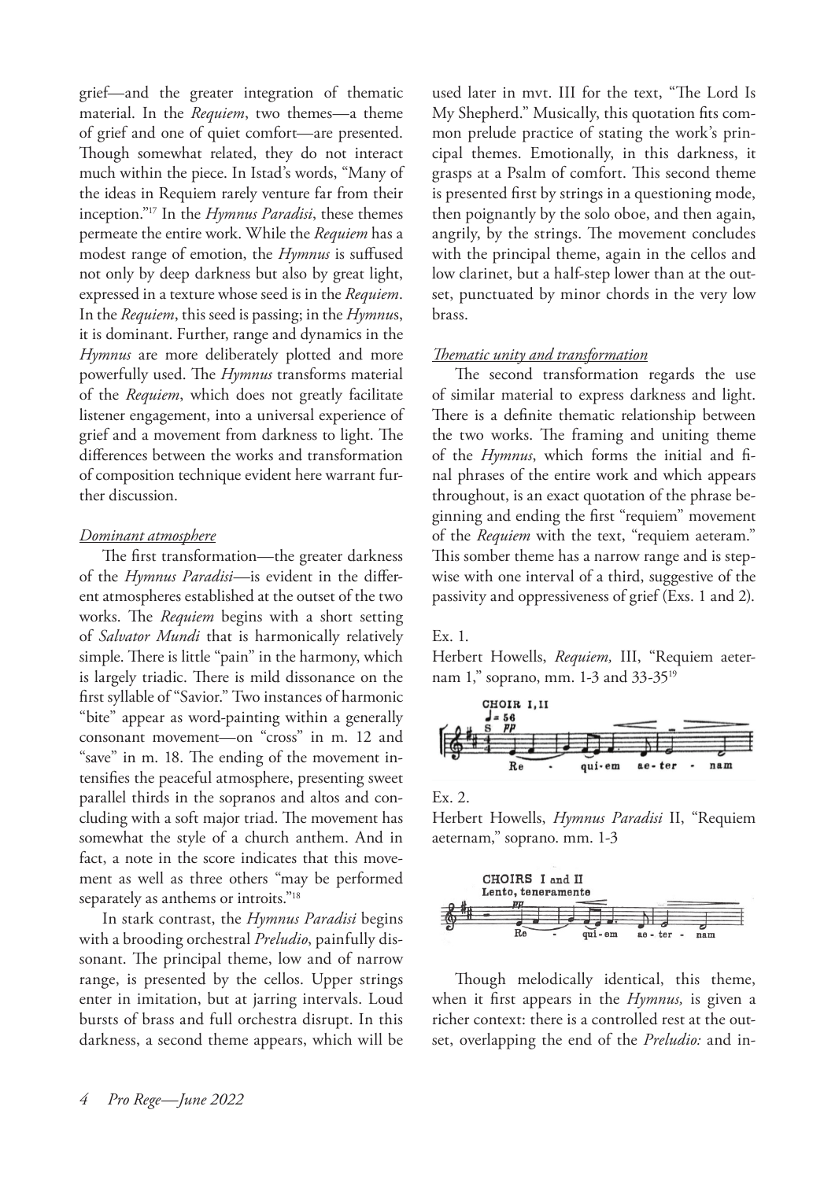grief—and the greater integration of thematic material. In the *Requiem*, two themes—a theme of grief and one of quiet comfort—are presented. Though somewhat related, they do not interact much within the piece. In Istad's words, "Many of the ideas in Requiem rarely venture far from their inception."[17] In the *Hymnus Paradisi*, these themes permeate the entire work. While the *Requiem* has a modest range of emotion, the *Hymnus* is suffused not only by deep darkness but also by great light, expressed in a texture whose seed is in the *Requiem*. In the *Requiem*, this seed is passing; in the *Hymnus*, it is dominant. Further, range and dynamics in the *Hymnus* are more deliberately plotted and more powerfully used. The *Hymnus* transforms material of the *Requiem*, which does not greatly facilitate listener engagement, into a universal experience of grief and a movement from darkness to light. The differences between the works and transformation of composition technique evident here warrant further discussion.

### *Dominant atmosphere*

The first transformation—the greater darkness of the *Hymnus Paradisi*—is evident in the different atmospheres established at the outset of the two works. The *Requiem* begins with a short setting of *Salvator Mundi* that is harmonically relatively simple. There is little "pain" in the harmony, which is largely triadic. There is mild dissonance on the first syllable of "Savior." Two instances of harmonic "bite" appear as word-painting within a generally consonant movement—on "cross" in m. 12 and "save" in m. 18. The ending of the movement intensifies the peaceful atmosphere, presenting sweet parallel thirds in the sopranos and altos and concluding with a soft major triad. The movement has somewhat the style of a church anthem. And in fact, a note in the score indicates that this movement as well as three others "may be performed separately as anthems or introits."[18]

In stark contrast, the *Hymnus Paradisi* begins with a brooding orchestral *Preludio*, painfully dissonant. The principal theme, low and of narrow range, is presented by the cellos. Upper strings enter in imitation, but at jarring intervals. Loud bursts of brass and full orchestra disrupt. In this darkness, a second theme appears, which will be used later in mvt. III for the text, "The Lord Is My Shepherd." Musically, this quotation fits common prelude practice of stating the work's principal themes. Emotionally, in this darkness, it grasps at a Psalm of comfort. This second theme is presented first by strings in a questioning mode, then poignantly by the solo oboe, and then again, angrily, by the strings. The movement concludes with the principal theme, again in the cellos and low clarinet, but a half-step lower than at the outset, punctuated by minor chords in the very low brass.

### *Thematic unity and transformation*

The second transformation regards the use of similar material to express darkness and light. There is a definite thematic relationship between the two works. The framing and uniting theme of the *Hymnus*, which forms the initial and final phrases of the entire work and which appears throughout, is an exact quotation of the phrase beginning and ending the first "requiem" movement of the *Requiem* with the text, "requiem aeteram." This somber theme has a narrow range and is stepwise with one interval of a third, suggestive of the passivity and oppressiveness of grief (Exs. 1 and 2).

Ex. 1.
Herbert Howells, *Requiem,* III, "Requiem aeternam 1," soprano, mm. 1-3 and 33-35[19]

Ex. 2.
Herbert Howells, *Hymnus Paradisi* II, "Requiem aeternam," soprano. mm. 1-3

Though melodically identical, this theme, when it first appears in the *Hymnus,* is given a richer context: there is a controlled rest at the outset, overlapping the end of the *Preludio:* and in-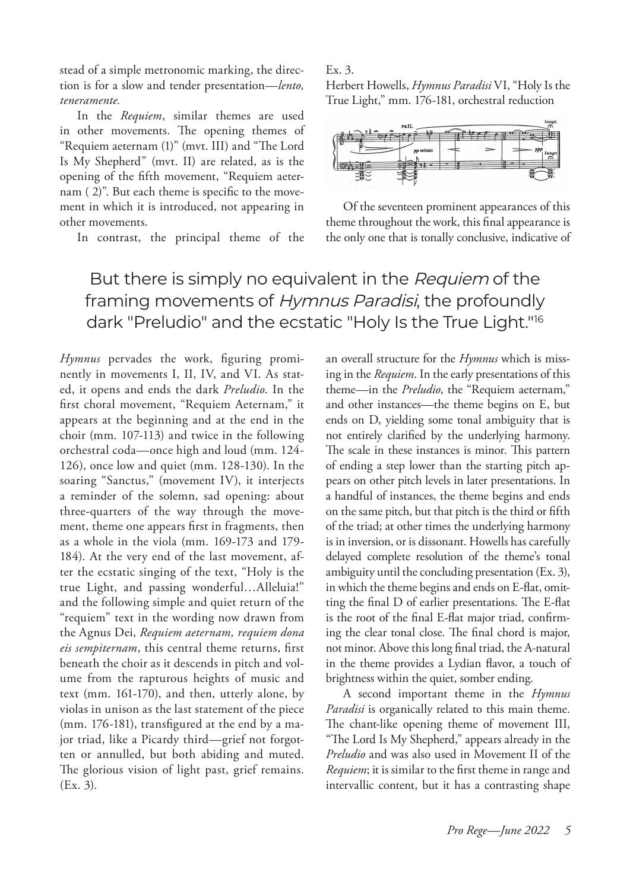stead of a simple metronomic marking, the direction is for a slow and tender presentation—*lento, teneramente.*

In the *Requiem*, similar themes are used in other movements. The opening themes of "Requiem aeternam (1)" (mvt. III) and "The Lord Is My Shepherd" (mvt. II) are related, as is the opening of the fifth movement, "Requiem aeternam ( 2)". But each theme is specific to the movement in which it is introduced, not appearing in other movements.

In contrast, the principal theme of the *Hymnus* pervades the work, figuring prominently in movements I, II, IV, and VI. As stated, it opens and ends the dark *Preludio*. In the first choral movement, "Requiem Aeternam," it appears at the beginning and at the end in the choir (mm. 107-113) and twice in the following orchestral coda—once high and loud (mm. 124-126), once low and quiet (mm. 128-130). In the soaring "Sanctus," (movement IV), it interjects a reminder of the solemn, sad opening: about three-quarters of the way through the movement, theme one appears first in fragments, then as a whole in the viola (mm. 169-173 and 179-184). At the very end of the last movement, after the ecstatic singing of the text, "Holy is the true Light, and passing wonderful…Alleluia!" and the following simple and quiet return of the "requiem" text in the wording now drawn from the Agnus Dei, *Requiem aeternam, requiem dona eis sempiternam*, this central theme returns, first beneath the choir as it descends in pitch and volume from the rapturous heights of music and text (mm. 161-170), and then, utterly alone, by violas in unison as the last statement of the piece (mm. 176-181), transfigured at the end by a major triad, like a Picardy third—grief not forgotten or annulled, but both abiding and muted. The glorious vision of light past, grief remains. (Ex. 3).

> But there is simply no equivalent in the *Requiem* of the framing movements of *Hymnus Paradisi*, the profoundly dark "Preludio" and the ecstatic "Holy Is the True Light."[16]

Ex. 3.
Herbert Howells, *Hymnus Paradisi* VI, "Holy Is the True Light," mm. 176-181, orchestral reduction

Of the seventeen prominent appearances of this theme throughout the work, this final appearance is the only one that is tonally conclusive, indicative of an overall structure for the *Hymnus* which is missing in the *Requiem*. In the early presentations of this theme—in the *Preludio*, the "Requiem aeternam," and other instances—the theme begins on E, but ends on D, yielding some tonal ambiguity that is not entirely clarified by the underlying harmony. The scale in these instances is minor. This pattern of ending a step lower than the starting pitch appears on other pitch levels in later presentations. In a handful of instances, the theme begins and ends on the same pitch, but that pitch is the third or fifth of the triad; at other times the underlying harmony is in inversion, or is dissonant. Howells has carefully delayed complete resolution of the theme's tonal ambiguity until the concluding presentation (Ex. 3), in which the theme begins and ends on E-flat, omitting the final D of earlier presentations. The E-flat is the root of the final E-flat major triad, confirming the clear tonal close. The final chord is major, not minor. Above this long final triad, the A-natural in the theme provides a Lydian flavor, a touch of brightness within the quiet, somber ending.

A second important theme in the *Hymnus Paradisi* is organically related to this main theme. The chant-like opening theme of movement III, "The Lord Is My Shepherd," appears already in the *Preludio* and was also used in Movement II of the *Requiem*; it is similar to the first theme in range and intervallic content, but it has a contrasting shape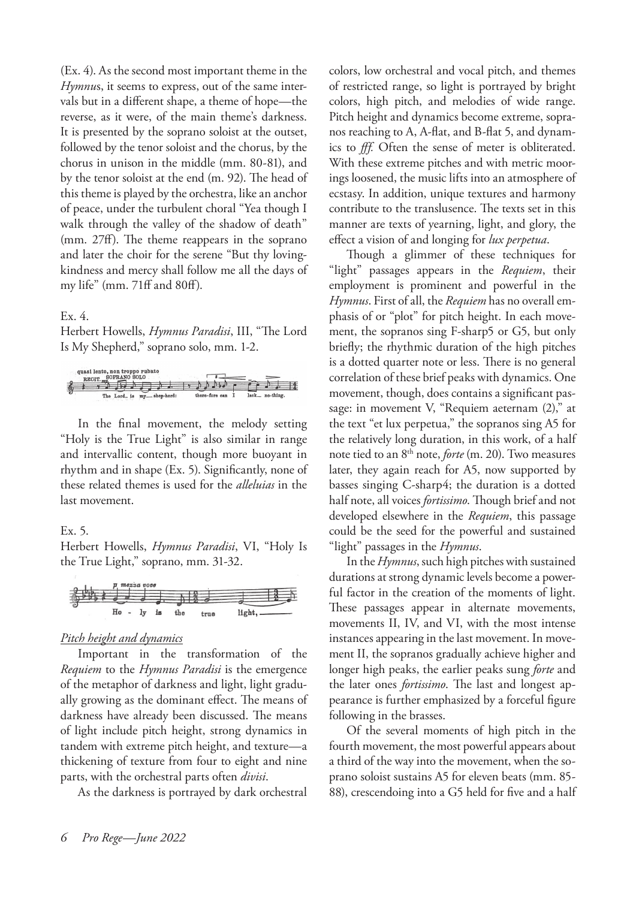(Ex. 4). As the second most important theme in the *Hymnus*, it seems to express, out of the same intervals but in a different shape, a theme of hope—the reverse, as it were, of the main theme's darkness. It is presented by the soprano soloist at the outset, followed by the tenor soloist and the chorus, by the chorus in unison in the middle (mm. 80-81), and by the tenor soloist at the end (m. 92). The head of this theme is played by the orchestra, like an anchor of peace, under the turbulent choral "Yea though I walk through the valley of the shadow of death" (mm. 27ff). The theme reappears in the soprano and later the choir for the serene "But thy loving-kindness and mercy shall follow me all the days of my life" (mm. 71ff and 80ff).

Ex. 4.
Herbert Howells, *Hymnus Paradisi*, III, "The Lord Is My Shepherd," soprano solo, mm. 1-2.

In the final movement, the melody setting "Holy is the True Light" is also similar in range and intervallic content, though more buoyant in rhythm and in shape (Ex. 5). Significantly, none of these related themes is used for the *alleluias* in the last movement.

Ex. 5.
Herbert Howells, *Hymnus Paradisi*, VI, "Holy Is the True Light," soprano, mm. 31-32.

### *Pitch height and dynamics*

Important in the transformation of the *Requiem* to the *Hymnus Paradisi* is the emergence of the metaphor of darkness and light, light gradually growing as the dominant effect. The means of darkness have already been discussed. The means of light include pitch height, strong dynamics in tandem with extreme pitch height, and texture—a thickening of texture from four to eight and nine parts, with the orchestral parts often *divisi*.

As the darkness is portrayed by dark orchestral colors, low orchestral and vocal pitch, and themes of restricted range, so light is portrayed by bright colors, high pitch, and melodies of wide range. Pitch height and dynamics become extreme, sopranos reaching to A, A-flat, and B-flat 5, and dynamics to *fff.* Often the sense of meter is obliterated. With these extreme pitches and with metric moorings loosened, the music lifts into an atmosphere of ecstasy. In addition, unique textures and harmony contribute to the translusence. The texts set in this manner are texts of yearning, light, and glory, the effect a vision of and longing for *lux perpetua*.

Though a glimmer of these techniques for "light" passages appears in the *Requiem*, their employment is prominent and powerful in the *Hymnus*. First of all, the *Requiem* has no overall emphasis of or "plot" for pitch height. In each movement, the sopranos sing F-sharp5 or G5, but only briefly; the rhythmic duration of the high pitches is a dotted quarter note or less. There is no general correlation of these brief peaks with dynamics. One movement, though, does contains a significant passage: in movement V, "Requiem aeternam (2)," at the text "et lux perpetua," the sopranos sing A5 for the relatively long duration, in this work, of a half note tied to an 8th note, *forte* (m. 20). Two measures later, they again reach for A5, now supported by basses singing C-sharp4; the duration is a dotted half note, all voices *fortissimo*. Though brief and not developed elsewhere in the *Requiem*, this passage could be the seed for the powerful and sustained "light" passages in the *Hymnus*.

In the *Hymnus*, such high pitches with sustained durations at strong dynamic levels become a powerful factor in the creation of the moments of light. These passages appear in alternate movements, movements II, IV, and VI, with the most intense instances appearing in the last movement. In movement II, the sopranos gradually achieve higher and longer high peaks, the earlier peaks sung *forte* and the later ones *fortissimo*. The last and longest appearance is further emphasized by a forceful figure following in the brasses.

Of the several moments of high pitch in the fourth movement, the most powerful appears about a third of the way into the movement, when the soprano soloist sustains A5 for eleven beats (mm. 85-88), crescendoing into a G5 held for five and a half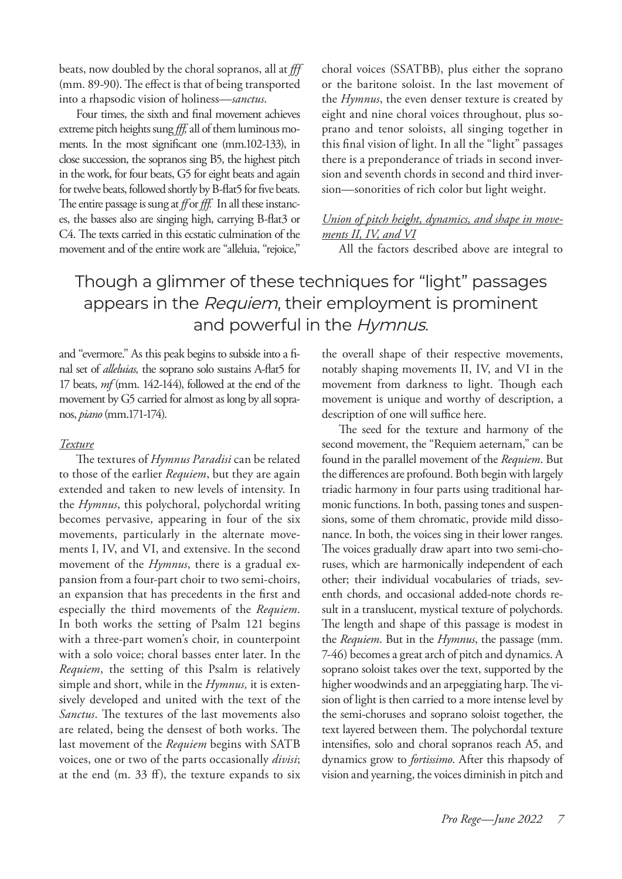beats, now doubled by the choral sopranos, all at *fff* (mm. 89-90). The effect is that of being transported into a rhapsodic vision of holiness—*sanctus*.

Four times, the sixth and final movement achieves extreme pitch heights sung *fff*, all of them luminous moments. In the most significant one (mm.102-133), in close succession, the sopranos sing B5, the highest pitch in the work, for four beats, G5 for eight beats and again for twelve beats, followed shortly by B-flat5 for five beats. The entire passage is sung at *ff* or *fff.* In all these instances, the basses also are singing high, carrying B-flat3 or C4. The texts carried in this ecstatic culmination of the movement and of the entire work are "alleluia, "rejoice," and "evermore." As this peak begins to subside into a final set of *alleluias,* the soprano solo sustains A-flat5 for 17 beats, *mf* (mm. 142-144), followed at the end of the movement by G5 carried for almost as long by all sopranos, *piano* (mm.171-174).

> Though a glimmer of these techniques for "light" passages appears in the *Requiem*, their employment is prominent and powerful in the *Hymnus*.

### *Texture*

The textures of *Hymnus Paradisi* can be related to those of the earlier *Requiem*, but they are again extended and taken to new levels of intensity. In the *Hymnus*, this polychoral, polychordal writing becomes pervasive, appearing in four of the six movements, particularly in the alternate movements I, IV, and VI, and extensive. In the second movement of the *Hymnus*, there is a gradual expansion from a four-part choir to two semi-choirs, an expansion that has precedents in the first and especially the third movements of the *Requiem*. In both works the setting of Psalm 121 begins with a three-part women's choir, in counterpoint with a solo voice; choral basses enter later. In the *Requiem*, the setting of this Psalm is relatively simple and short, while in the *Hymnus,* it is extensively developed and united with the text of the *Sanctus*. The textures of the last movements also are related, being the densest of both works. The last movement of the *Requiem* begins with SATB voices, one or two of the parts occasionally *divisi*; at the end (m. 33 ff), the texture expands to six choral voices (SSATBB), plus either the soprano or the baritone soloist. In the last movement of the *Hymnus*, the even denser texture is created by eight and nine choral voices throughout, plus soprano and tenor soloists, all singing together in this final vision of light. In all the "light" passages there is a preponderance of triads in second inversion and seventh chords in second and third inversion—sonorities of rich color but light weight.

### *Union of pitch height, dynamics, and shape in movements II, IV, and VI*

All the factors described above are integral to the overall shape of their respective movements, notably shaping movements II, IV, and VI in the movement from darkness to light. Though each movement is unique and worthy of description, a description of one will suffice here.

The seed for the texture and harmony of the second movement, the "Requiem aeternam," can be found in the parallel movement of the *Requiem*. But the differences are profound. Both begin with largely triadic harmony in four parts using traditional harmonic functions. In both, passing tones and suspensions, some of them chromatic, provide mild dissonance. In both, the voices sing in their lower ranges. The voices gradually draw apart into two semi-choruses, which are harmonically independent of each other; their individual vocabularies of triads, seventh chords, and occasional added-note chords result in a translucent, mystical texture of polychords. The length and shape of this passage is modest in the *Requiem*. But in the *Hymnus*, the passage (mm. 7-46) becomes a great arch of pitch and dynamics. A soprano soloist takes over the text, supported by the higher woodwinds and an arpeggiating harp. The vision of light is then carried to a more intense level by the semi-choruses and soprano soloist together, the text layered between them. The polychordal texture intensifies, solo and choral sopranos reach A5, and dynamics grow to *fortissimo*. After this rhapsody of vision and yearning, the voices diminish in pitch and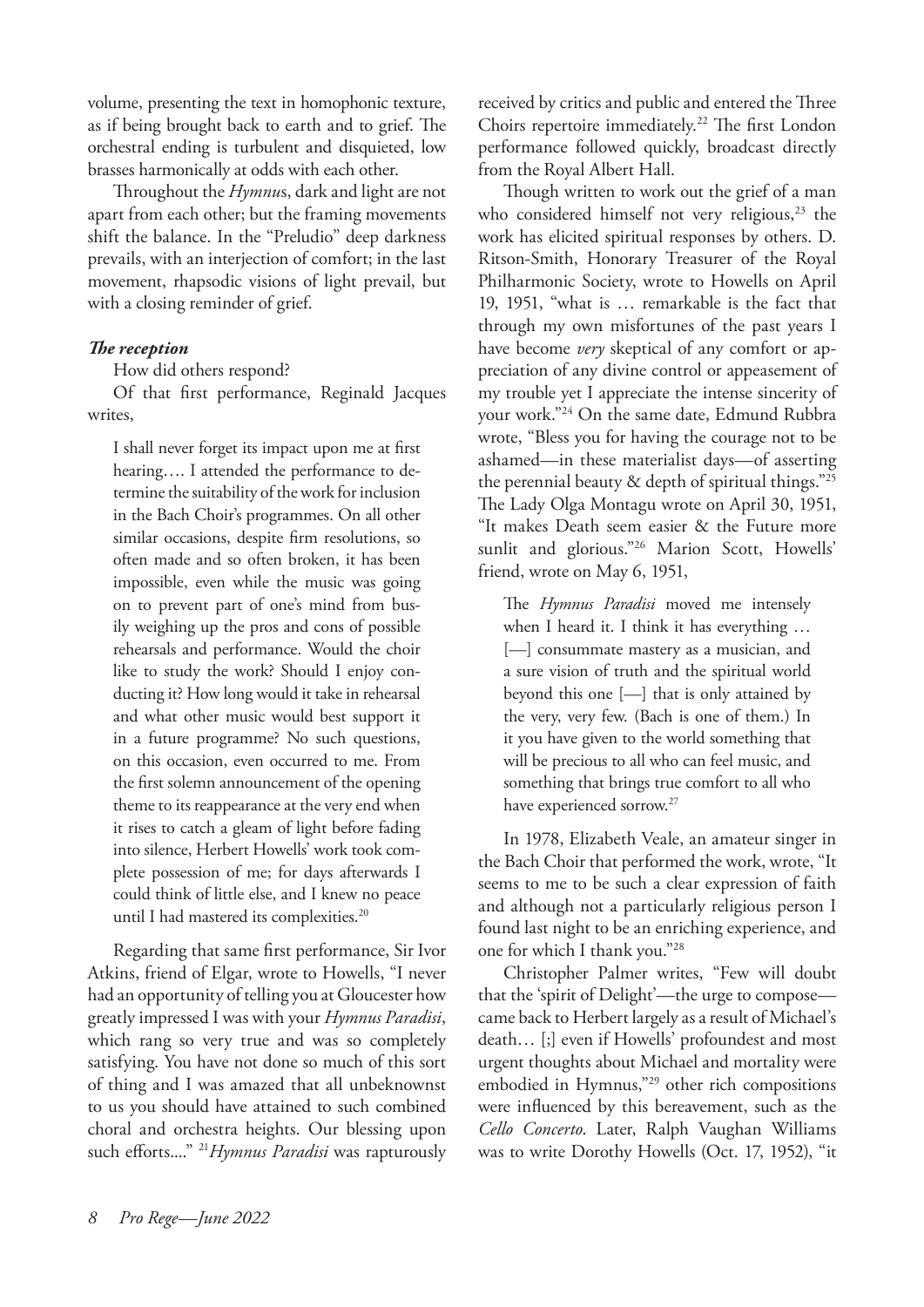volume, presenting the text in homophonic texture, as if being brought back to earth and to grief. The orchestral ending is turbulent and disquieted, low brasses harmonically at odds with each other.

Throughout the *Hymnus*, dark and light are not apart from each other; but the framing movements shift the balance. In the "Preludio" deep darkness prevails, with an interjection of comfort; in the last movement, rhapsodic visions of light prevail, but with a closing reminder of grief.

***The reception***

How did others respond?

Of that first performance, Reginald Jacques writes,

> I shall never forget its impact upon me at first hearing…. I attended the performance to determine the suitability of the work for inclusion in the Bach Choir's programmes. On all other similar occasions, despite firm resolutions, so often made and so often broken, it has been impossible, even while the music was going on to prevent part of one's mind from busily weighing up the pros and cons of possible rehearsals and performance. Would the choir like to study the work? Should I enjoy conducting it? How long would it take in rehearsal and what other music would best support it in a future programme? No such questions, on this occasion, even occurred to me. From the first solemn announcement of the opening theme to its reappearance at the very end when it rises to catch a gleam of light before fading into silence, Herbert Howells' work took complete possession of me; for days afterwards I could think of little else, and I knew no peace until I had mastered its complexities.[20]

Regarding that same first performance, Sir Ivor Atkins, friend of Elgar, wrote to Howells, "I never had an opportunity of telling you at Gloucester how greatly impressed I was with your *Hymnus Paradisi*, which rang so very true and was so completely satisfying. You have not done so much of this sort of thing and I was amazed that all unbeknownst to us you should have attained to such combined choral and orchestra heights. Our blessing upon such efforts...." [21]*Hymnus Paradisi* was rapturously received by critics and public and entered the Three Choirs repertoire immediately.[22] The first London performance followed quickly, broadcast directly from the Royal Albert Hall.

Though written to work out the grief of a man who considered himself not very religious,[23] the work has elicited spiritual responses by others. D. Ritson-Smith, Honorary Treasurer of the Royal Philharmonic Society, wrote to Howells on April 19, 1951, "what is … remarkable is the fact that through my own misfortunes of the past years I have become *very* skeptical of any comfort or appreciation of any divine control or appeasement of my trouble yet I appreciate the intense sincerity of your work."[24] On the same date, Edmund Rubbra wrote, "Bless you for having the courage not to be ashamed—in these materialist days—of asserting the perennial beauty & depth of spiritual things."[25] The Lady Olga Montagu wrote on April 30, 1951, "It makes Death seem easier & the Future more sunlit and glorious."[26] Marion Scott, Howells' friend, wrote on May 6, 1951,

> The *Hymnus Paradisi* moved me intensely when I heard it. I think it has everything … [—] consummate mastery as a musician, and a sure vision of truth and the spiritual world beyond this one [—] that is only attained by the very, very few. (Bach is one of them.) In it you have given to the world something that will be precious to all who can feel music, and something that brings true comfort to all who have experienced sorrow.[27]

In 1978, Elizabeth Veale, an amateur singer in the Bach Choir that performed the work, wrote, "It seems to me to be such a clear expression of faith and although not a particularly religious person I found last night to be an enriching experience, and one for which I thank you."[28]

Christopher Palmer writes, "Few will doubt that the 'spirit of Delight'—the urge to compose—came back to Herbert largely as a result of Michael's death… [;] even if Howells' profoundest and most urgent thoughts about Michael and mortality were embodied in Hymnus,"[29] other rich compositions were influenced by this bereavement, such as the *Cello Concerto*. Later, Ralph Vaughan Williams was to write Dorothy Howells (Oct. 17, 1952), "it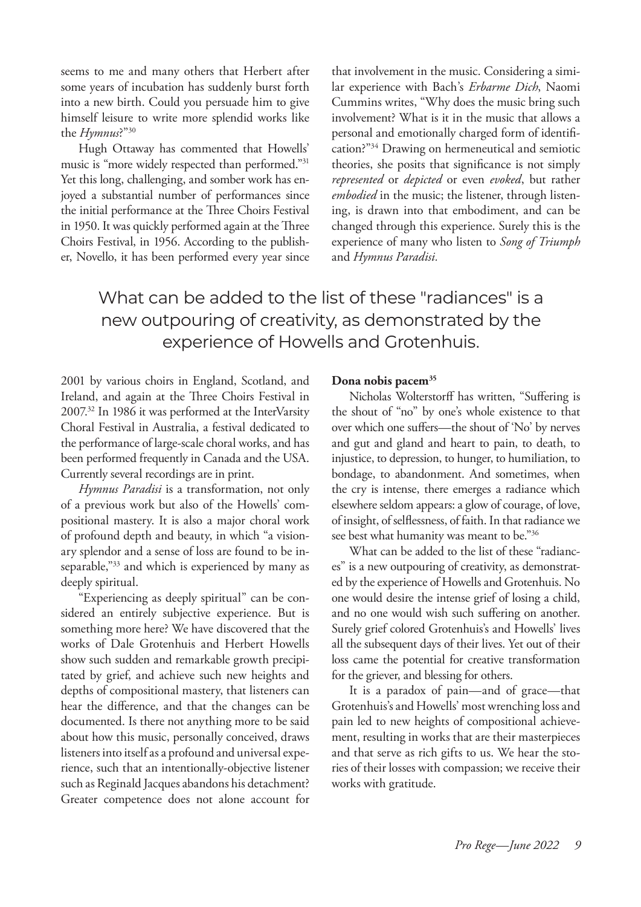seems to me and many others that Herbert after some years of incubation has suddenly burst forth into a new birth. Could you persuade him to give himself leisure to write more splendid works like the *Hymnus*?"[30]

Hugh Ottaway has commented that Howells' music is "more widely respected than performed."[31] Yet this long, challenging, and somber work has enjoyed a substantial number of performances since the initial performance at the Three Choirs Festival in 1950. It was quickly performed again at the Three Choirs Festival, in 1956. According to the publisher, Novello, it has been performed every year since 2001 by various choirs in England, Scotland, and Ireland, and again at the Three Choirs Festival in 2007.[32] In 1986 it was performed at the InterVarsity Choral Festival in Australia, a festival dedicated to the performance of large-scale choral works, and has been performed frequently in Canada and the USA. Currently several recordings are in print.

*Hymnus Paradisi* is a transformation, not only of a previous work but also of the Howells' compositional mastery. It is also a major choral work of profound depth and beauty, in which "a visionary splendor and a sense of loss are found to be inseparable,"[33] and which is experienced by many as deeply spiritual.

"Experiencing as deeply spiritual" can be considered an entirely subjective experience. But is something more here? We have discovered that the works of Dale Grotenhuis and Herbert Howells show such sudden and remarkable growth precipitated by grief, and achieve such new heights and depths of compositional mastery, that listeners can hear the difference, and that the changes can be documented. Is there not anything more to be said about how this music, personally conceived, draws listeners into itself as a profound and universal experience, such that an intentionally-objective listener such as Reginald Jacques abandons his detachment? Greater competence does not alone account for that involvement in the music. Considering a similar experience with Bach's *Erbarme Dich*, Naomi Cummins writes, "Why does the music bring such involvement? What is it in the music that allows a personal and emotionally charged form of identification?"[34] Drawing on hermeneutical and semiotic theories, she posits that significance is not simply *represented* or *depicted* or even *evoked*, but rather *embodied* in the music; the listener, through listening, is drawn into that embodiment, and can be changed through this experience. Surely this is the experience of many who listen to *Song of Triumph* and *Hymnus Paradisi.*

> What can be added to the list of these "radiances" is a new outpouring of creativity, as demonstrated by the experience of Howells and Grotenhuis.

**Dona nobis pacem[35]**

Nicholas Wolterstorff has written, "Suffering is the shout of "no" by one's whole existence to that over which one suffers—the shout of 'No' by nerves and gut and gland and heart to pain, to death, to injustice, to depression, to hunger, to humiliation, to bondage, to abandonment. And sometimes, when the cry is intense, there emerges a radiance which elsewhere seldom appears: a glow of courage, of love, of insight, of selflessness, of faith. In that radiance we see best what humanity was meant to be."[36]

What can be added to the list of these "radiances" is a new outpouring of creativity, as demonstrated by the experience of Howells and Grotenhuis. No one would desire the intense grief of losing a child, and no one would wish such suffering on another. Surely grief colored Grotenhuis's and Howells' lives all the subsequent days of their lives. Yet out of their loss came the potential for creative transformation for the griever, and blessing for others.

It is a paradox of pain—and of grace—that Grotenhuis's and Howells' most wrenching loss and pain led to new heights of compositional achievement, resulting in works that are their masterpieces and that serve as rich gifts to us. We hear the stories of their losses with compassion; we receive their works with gratitude.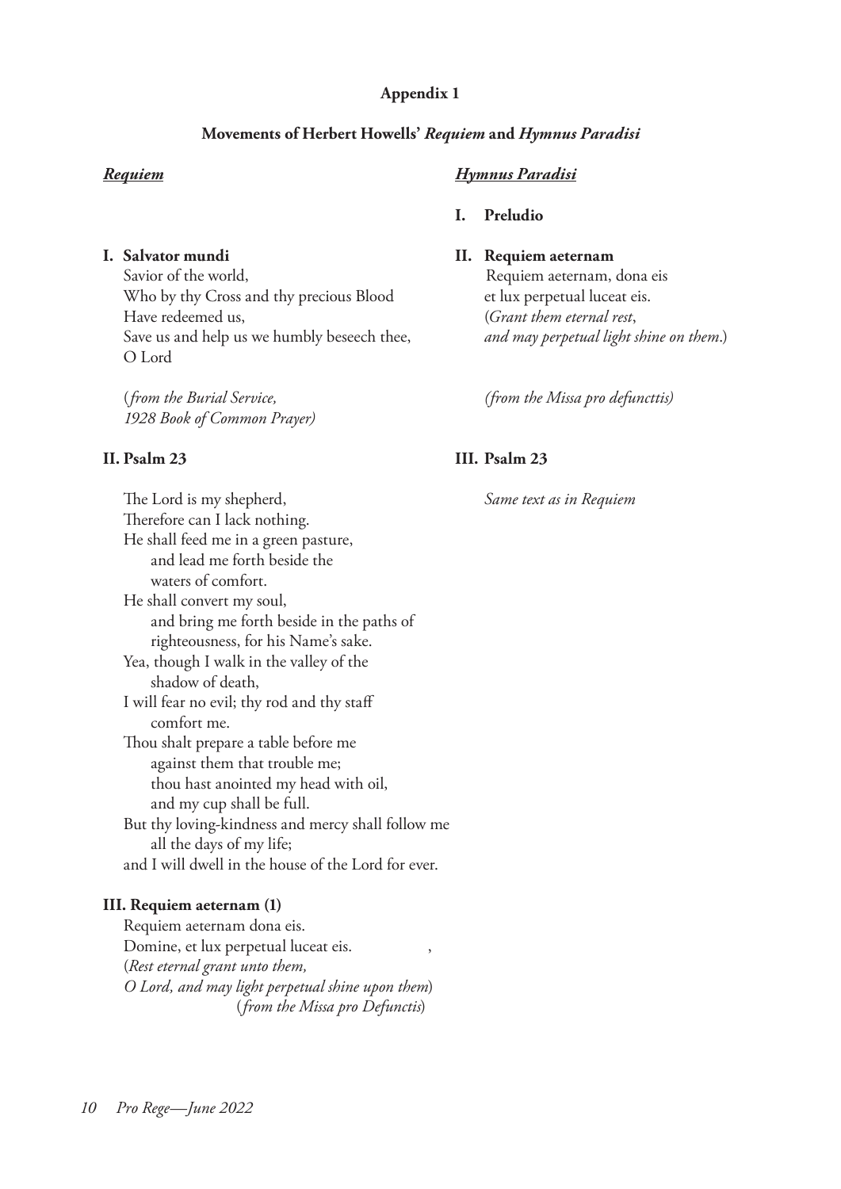**Appendix 1**

**Movements of Herbert Howells' *Requiem* and *Hymnus Paradisi***

## ***Requiem***

**I. Salvator mundi**

Savior of the world,
Who by thy Cross and thy precious Blood
Have redeemed us,
Save us and help us we humbly beseech thee,
O Lord

(*from the Burial Service,*
*1928 Book of Common Prayer)*

**II. Psalm 23**

The Lord is my shepherd,
Therefore can I lack nothing.
He shall feed me in a green pasture,
  and lead me forth beside the
  waters of comfort.
He shall convert my soul,
  and bring me forth beside in the paths of
  righteousness, for his Name's sake.
Yea, though I walk in the valley of the
  shadow of death,
I will fear no evil; thy rod and thy staff
  comfort me.
Thou shalt prepare a table before me
  against them that trouble me;
  thou hast anointed my head with oil,
  and my cup shall be full.
But thy loving-kindness and mercy shall follow me
  all the days of my life;
and I will dwell in the house of the Lord for ever.

**III. Requiem aeternam (1)**

Requiem aeternam dona eis.
Domine, et lux perpetual luceat eis.
(*Rest eternal grant unto them,*
*O Lord, and may light perpetual shine upon them*)
(*from the Missa pro Defunctis*)

## ***Hymnus Paradisi***

**I. Preludio**

**II. Requiem aeternam**

Requiem aeternam, dona eis
et lux perpetual luceat eis.
(*Grant them eternal rest*,
*and may perpetual light shine on them*.)

*(from the Missa pro defuncttis)*

**III. Psalm 23**

*Same text as in Requiem*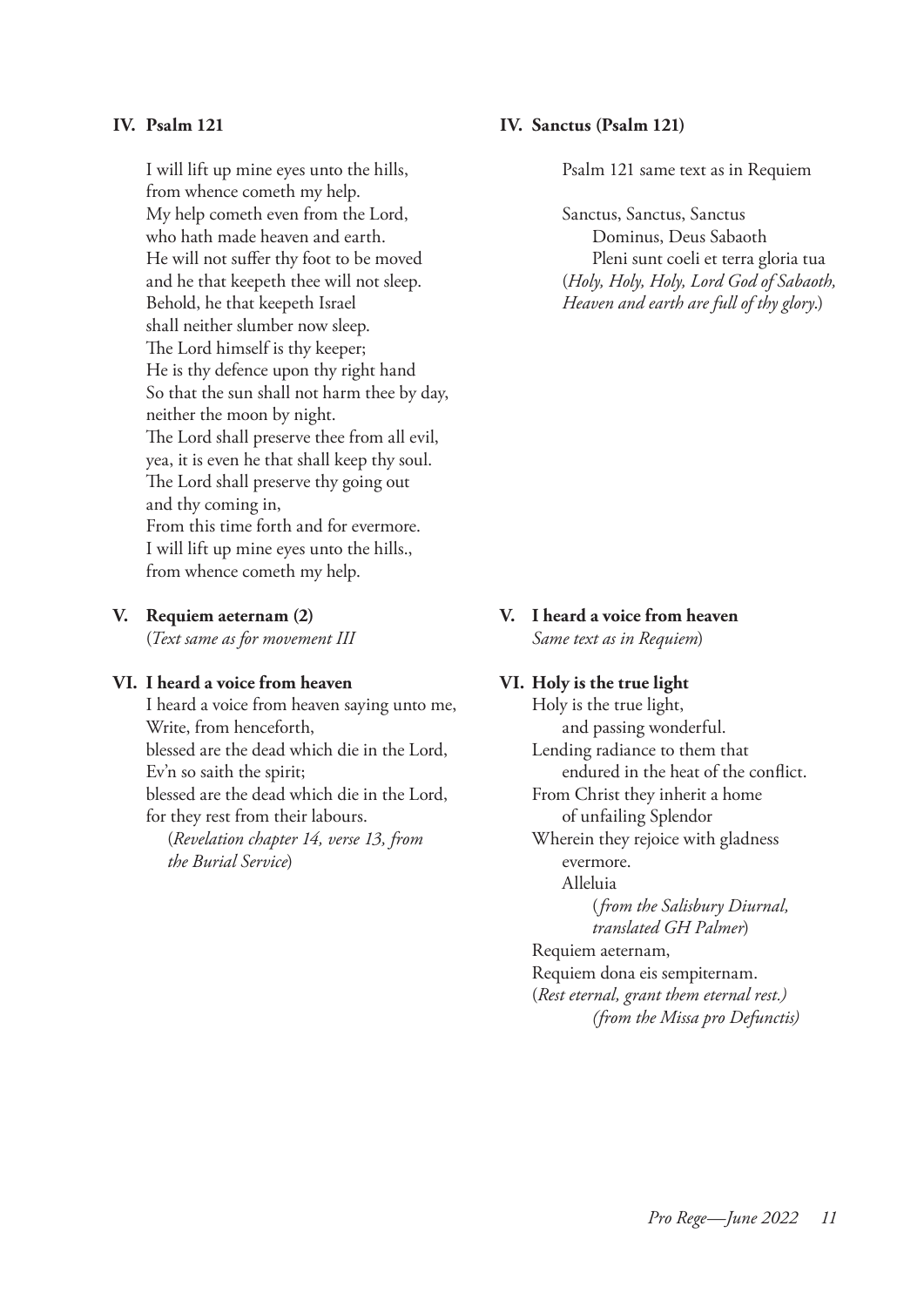**IV. Psalm 121**

I will lift up mine eyes unto the hills,
from whence cometh my help.
My help cometh even from the Lord,
who hath made heaven and earth.
He will not suffer thy foot to be moved
and he that keepeth thee will not sleep.
Behold, he that keepeth Israel
shall neither slumber now sleep.
The Lord himself is thy keeper;
He is thy defence upon thy right hand
So that the sun shall not harm thee by day,
neither the moon by night.
The Lord shall preserve thee from all evil,
yea, it is even he that shall keep thy soul.
The Lord shall preserve thy going out
and thy coming in,
From this time forth and for evermore.
I will lift up mine eyes unto the hills.,
from whence cometh my help.

**V. Requiem aeternam (2)**
(*Text same as for movement III*

**VI. I heard a voice from heaven**
I heard a voice from heaven saying unto me,
Write, from henceforth,
blessed are the dead which die in the Lord,
Ev'n so saith the spirit;
blessed are the dead which die in the Lord,
for they rest from their labours.
(*Revelation chapter 14, verse 13, from the Burial Service*)

**IV. Sanctus (Psalm 121)**

Psalm 121 same text as in Requiem

Sanctus, Sanctus, Sanctus
Dominus, Deus Sabaoth
Pleni sunt coeli et terra gloria tua
(*Holy, Holy, Holy, Lord God of Sabaoth, Heaven and earth are full of thy glory*.)

**V. I heard a voice from heaven**
*Same text as in Requiem*)

**VI. Holy is the true light**
Holy is the true light,
and passing wonderful.
Lending radiance to them that
endured in the heat of the conflict.
From Christ they inherit a home
of unfailing Splendor
Wherein they rejoice with gladness
evermore.
Alleluia
(*from the Salisbury Diurnal, translated GH Palmer*)
Requiem aeternam,
Requiem dona eis sempiternam.
(*Rest eternal, grant them eternal rest.)*
*(from the Missa pro Defunctis)*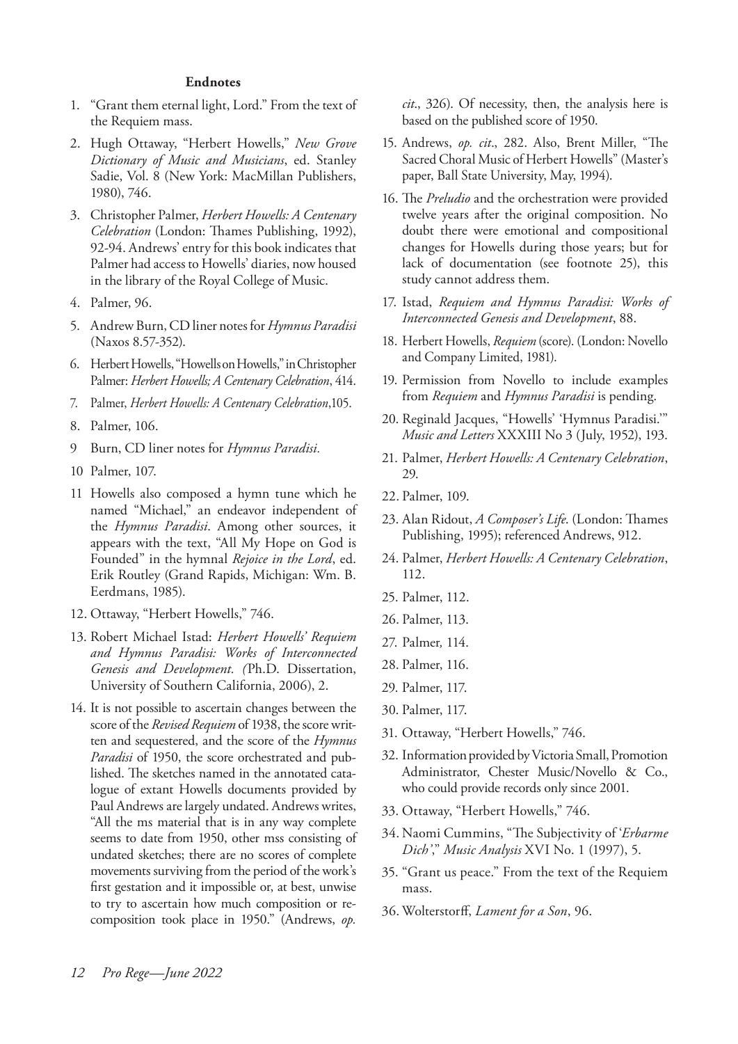**Endnotes**

1. "Grant them eternal light, Lord." From the text of the Requiem mass.
2. Hugh Ottaway, "Herbert Howells," *New Grove Dictionary of Music and Musicians*, ed. Stanley Sadie, Vol. 8 (New York: MacMillan Publishers, 1980), 746.
3. Christopher Palmer, *Herbert Howells: A Centenary Celebration* (London: Thames Publishing, 1992), 92-94. Andrews' entry for this book indicates that Palmer had access to Howells' diaries, now housed in the library of the Royal College of Music.
4. Palmer, 96.
5. Andrew Burn, CD liner notes for *Hymnus Paradisi* (Naxos 8.57-352).
6. Herbert Howells, "Howells on Howells," in Christopher Palmer: *Herbert Howells; A Centenary Celebration*, 414.
7. Palmer, *Herbert Howells: A Centenary Celebration*,105.
8. Palmer, 106.
9. Burn, CD liner notes for *Hymnus Paradisi.*
10. Palmer, 107.
11. Howells also composed a hymn tune which he named "Michael," an endeavor independent of the *Hymnus Paradisi*. Among other sources, it appears with the text, "All My Hope on God is Founded" in the hymnal *Rejoice in the Lord*, ed. Erik Routley (Grand Rapids, Michigan: Wm. B. Eerdmans, 1985).
12. Ottaway, "Herbert Howells," 746.
13. Robert Michael Istad: *Herbert Howells' Requiem and Hymnus Paradisi: Works of Interconnected Genesis and Development. (*Ph.D. Dissertation, University of Southern California, 2006), 2.
14. It is not possible to ascertain changes between the score of the *Revised Requiem* of 1938, the score written and sequestered, and the score of the *Hymnus Paradisi* of 1950, the score orchestrated and published. The sketches named in the annotated catalogue of extant Howells documents provided by Paul Andrews are largely undated. Andrews writes, "All the ms material that is in any way complete seems to date from 1950, other mss consisting of undated sketches; there are no scores of complete movements surviving from the period of the work's first gestation and it impossible or, at best, unwise to try to ascertain how much composition or re-composition took place in 1950." (Andrews, *op. cit*., 326). Of necessity, then, the analysis here is based on the published score of 1950.
15. Andrews, *op. cit*., 282. Also, Brent Miller, "The Sacred Choral Music of Herbert Howells" (Master's paper, Ball State University, May, 1994).
16. The *Preludio* and the orchestration were provided twelve years after the original composition. No doubt there were emotional and compositional changes for Howells during those years; but for lack of documentation (see footnote 25), this study cannot address them.
17. Istad, *Requiem and Hymnus Paradisi: Works of Interconnected Genesis and Development*, 88.
18. Herbert Howells, *Requiem* (score). (London: Novello and Company Limited, 1981).
19. Permission from Novello to include examples from *Requiem* and *Hymnus Paradisi* is pending.
20. Reginald Jacques, "Howells' 'Hymnus Paradisi.'" *Music and Letters* XXXIII No 3 (July, 1952), 193.
21. Palmer, *Herbert Howells: A Centenary Celebration*, 29.
22. Palmer, 109.
23. Alan Ridout, *A Composer's Life*. (London: Thames Publishing, 1995); referenced Andrews, 912.
24. Palmer, *Herbert Howells: A Centenary Celebration*, 112.
25. Palmer, 112.
26. Palmer, 113.
27. Palmer*,* 114.
28. Palmer, 116.
29. Palmer, 117.
30. Palmer, 117.
31. Ottaway, "Herbert Howells," 746.
32. Information provided by Victoria Small, Promotion Administrator, Chester Music/Novello & Co., who could provide records only since 2001.
33. Ottaway, "Herbert Howells," 746.
34. Naomi Cummins, "The Subjectivity of '*Erbarme Dich'*," *Music Analysis* XVI No. 1 (1997), 5.
35. "Grant us peace." From the text of the Requiem mass.
36. Wolterstorff, *Lament for a Son*, 96.